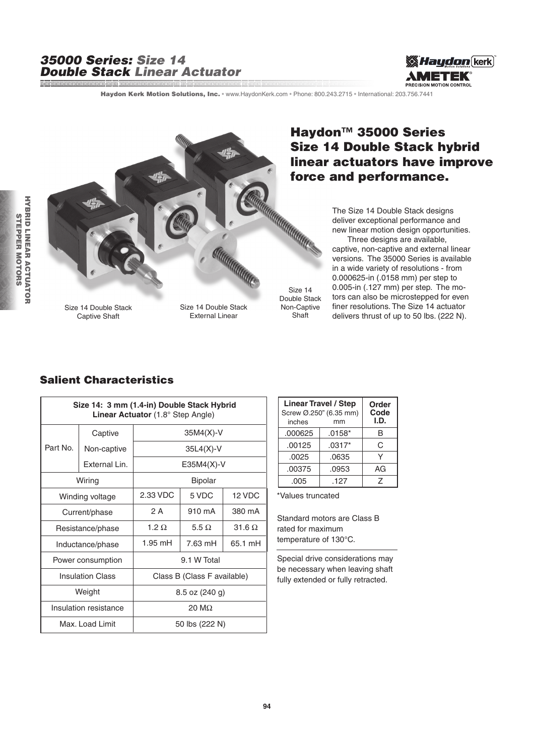# 35000 Series: *Size 14 Double Stack Linear Actuator*

Haydon Kerk Motion Solutions, Inc. • www.HaydonKerk.com • Phone: 800.243.2715 • International: 203.756.7441

HYBRID LINEAR ACTUATOR STEPPER MOTORS

Size 14 Double Stack Captive Shaft

Size 14 Double Stack External Linear

Size 14 Double Stack Non-Captive Shaft

## Haydon™ 35000 Series Size 14 Double Stack hybrid linear actuators have improve force and performance.

The Size 14 Double Stack designs deliver exceptional performance and new linear motion design opportunities.

Three designs are available, captive, non-captive and external linear versions. The 35000 Series is available in a wide variety of resolutions - from 0.000625-in (.0158 mm) per step to 0.005-in (.127 mm) per step. The motors can also be microstepped for even finer resolutions. The Size 14 actuator delivers thrust of up to 50 lbs. (222 N).

## Salient Characteristics

| Size 14: 3 mm (1.4-in) Double Stack Hybrid Linear Actuator (1.8° Step Angle) | | | | |
|---|---|---|---|---|
| Part No. | Captive | 35M4(X)-V | | |
| | Non-captive | 35L4(X)-V | | |
| | External Lin. | E35M4(X)-V | | |
| Wiring | | Bipolar | | |
| Winding voltage | | 2.33 VDC | 5 VDC | 12 VDC |
| Current/phase | | 2 A | 910 mA | 380 mA |
| Resistance/phase | | 1.2 Ω | 5.5 Ω | 31.6 Ω |
| Inductance/phase | | 1.95 mH | 7.63 mH | 65.1 mH |
| Power consumption | | 9.1 W Total | | |
| Insulation Class | | Class B (Class F available) | | |
| Weight | | 8.5 oz (240 g) | | |
| Insulation resistance | | 20 MΩ | | |
| Max. Load Limit | | 50 lbs (222 N) | | |

| Linear Travel / Step Screw Ø.250" (6.35 mm) inches | mm | Order Code I.D. |
|---|---|---|
| .000625 | .0158* | B |
| .00125 | .0317* | C |
| .0025 | .0635 | Y |
| .00375 | .0953 | AG |
| .005 | .127 | Z |

*Values truncated

Standard motors are Class B rated for maximum temperature of 130°C.

Special drive considerations may be necessary when leaving shaft fully extended or fully retracted.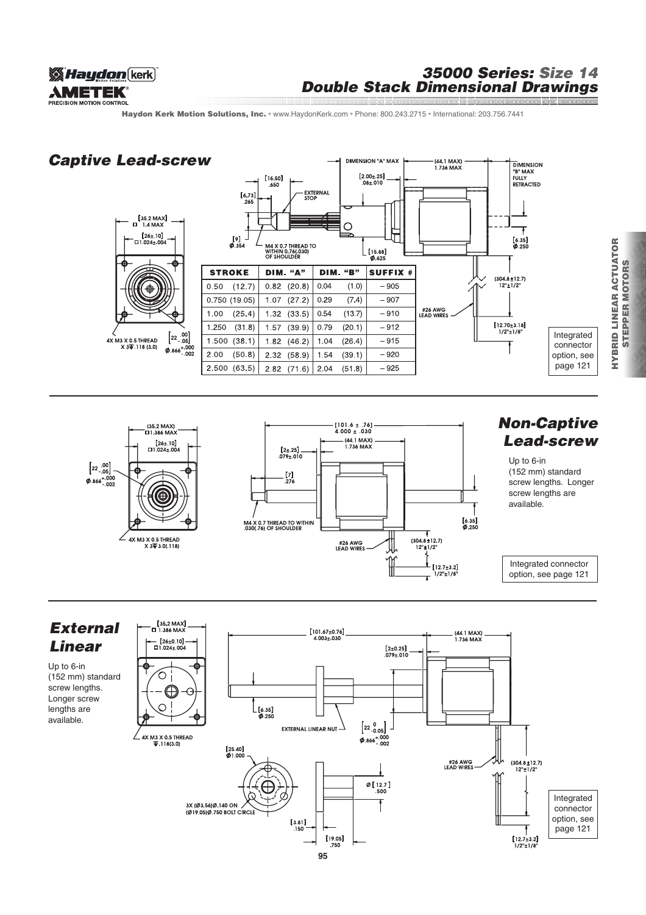# 35000 Series: Size 14 Double Stack Dimensional Drawings

Haydon Kerk Motion Solutions, Inc. • www.HaydonKerk.com • Phone: 800.243.2715 • International: 203.756.7441

## Captive Lead-screw

| STROKE | DIM. "A" | DIM. "B" | SUFFIX # |
|---|---|---|---|
| 0.50 (12.7) | 0.82 (20.8) | 0.04 (1.0) | – 905 |
| 0.750 (19.05) | 1.07 (27.2) | 0.29 (7.4) | – 907 |
| 1.00 (25.4) | 1.32 (33.5) | 0.54 (13.7) | – 910 |
| 1.250 (31.8) | 1.57 (39.9) | 0.79 (20.1) | – 912 |
| 1.500 (38.1) | 1.82 (46.2) | 1.04 (26.4) | – 915 |
| 2.00 (50.8) | 2.32 (58.9) | 1.54 (39.1) | – 920 |
| 2.500 (63.5) | 2.82 (71.6) | 2.04 (51.8) | – 925 |

Integrated connector option, see page 121

## Non-Captive Lead-screw

Up to 6-in (152 mm) standard screw lengths. Longer screw lengths are available.

Integrated connector option, see page 121

## External Linear

Up to 6-in (152 mm) standard screw lengths. Longer screw lengths are available.

Integrated connector option, see page 121

HYBRID LINEAR ACTUATOR STEPPER MOTORS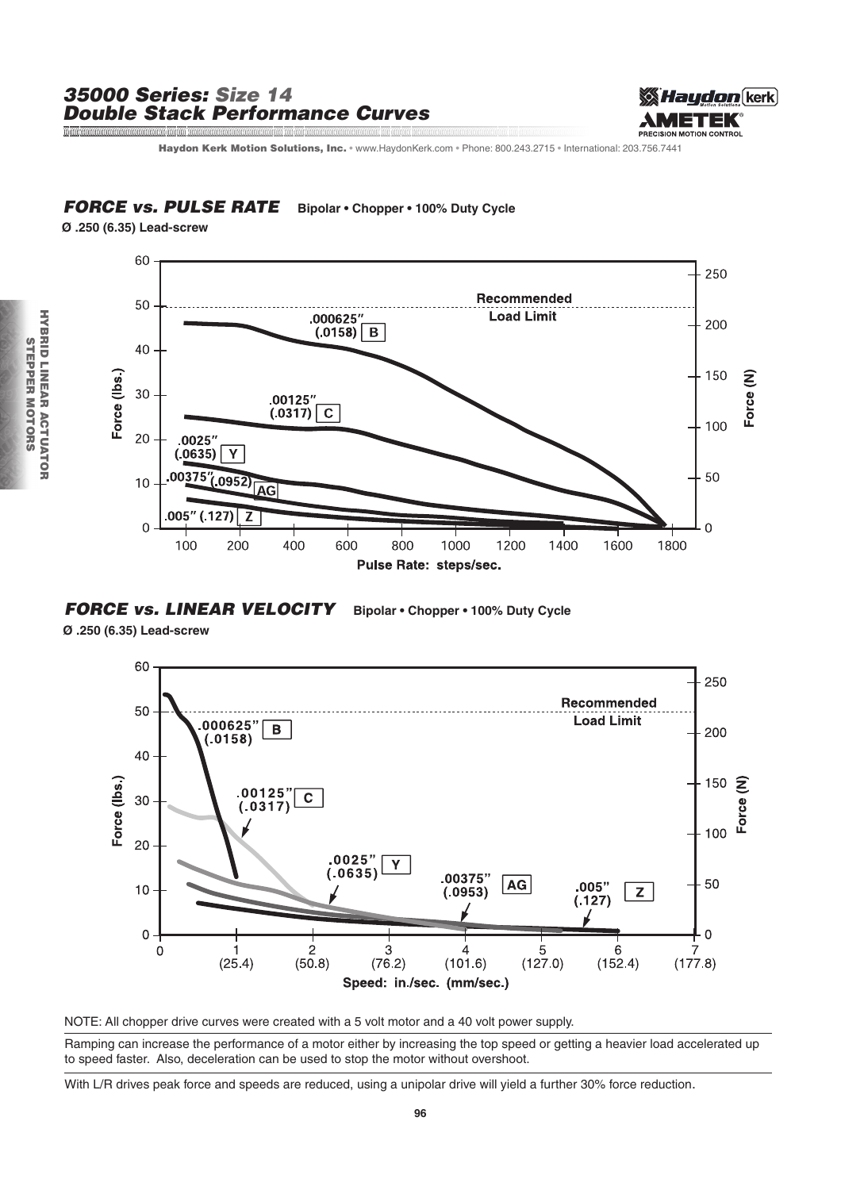# 35000 Series: Size 14 Double Stack Performance Curves

Haydon Kerk Motion Solutions, Inc. • www.HaydonKerk.com • Phone: 800.243.2715 • International: 203.756.7441

## FORCE vs. PULSE RATE Bipolar • Chopper • 100% Duty Cycle

Ø .250 (6.35) Lead-screw

Force (lbs.)
60
50
40
30
20
10
0

Force (N)
250
200
150
100
50
0

Recommended Load Limit

.000625" (.0158) B

.00125" (.0317) C

.0025" (.0635) Y

.00375" (.0952) AG

.005" (.127) Z

100 200 400 600 800 1000 1200 1400 1600 1800

Pulse Rate: steps/sec.

## FORCE vs. LINEAR VELOCITY Bipolar • Chopper • 100% Duty Cycle

Ø .250 (6.35) Lead-screw

Force (lbs.)
60
50
40
30
20
10
0

Force (N)
250
200
150
100
50
0

Recommended Load Limit

.000625" (.0158) B

.00125" (.0317) C

.0025" (.0635) Y

.00375" (.0953) AG

.005" (.127) Z

0 1 (25.4) 2 (50.8) 3 (76.2) 4 (101.6) 5 (127.0) 6 (152.4) 7 (177.8)

Speed: in./sec. (mm/sec.)

NOTE: All chopper drive curves were created with a 5 volt motor and a 40 volt power supply.

Ramping can increase the performance of a motor either by increasing the top speed or getting a heavier load accelerated up to speed faster. Also, deceleration can be used to stop the motor without overshoot.

With L/R drives peak force and speeds are reduced, using a unipolar drive will yield a further 30% force reduction.